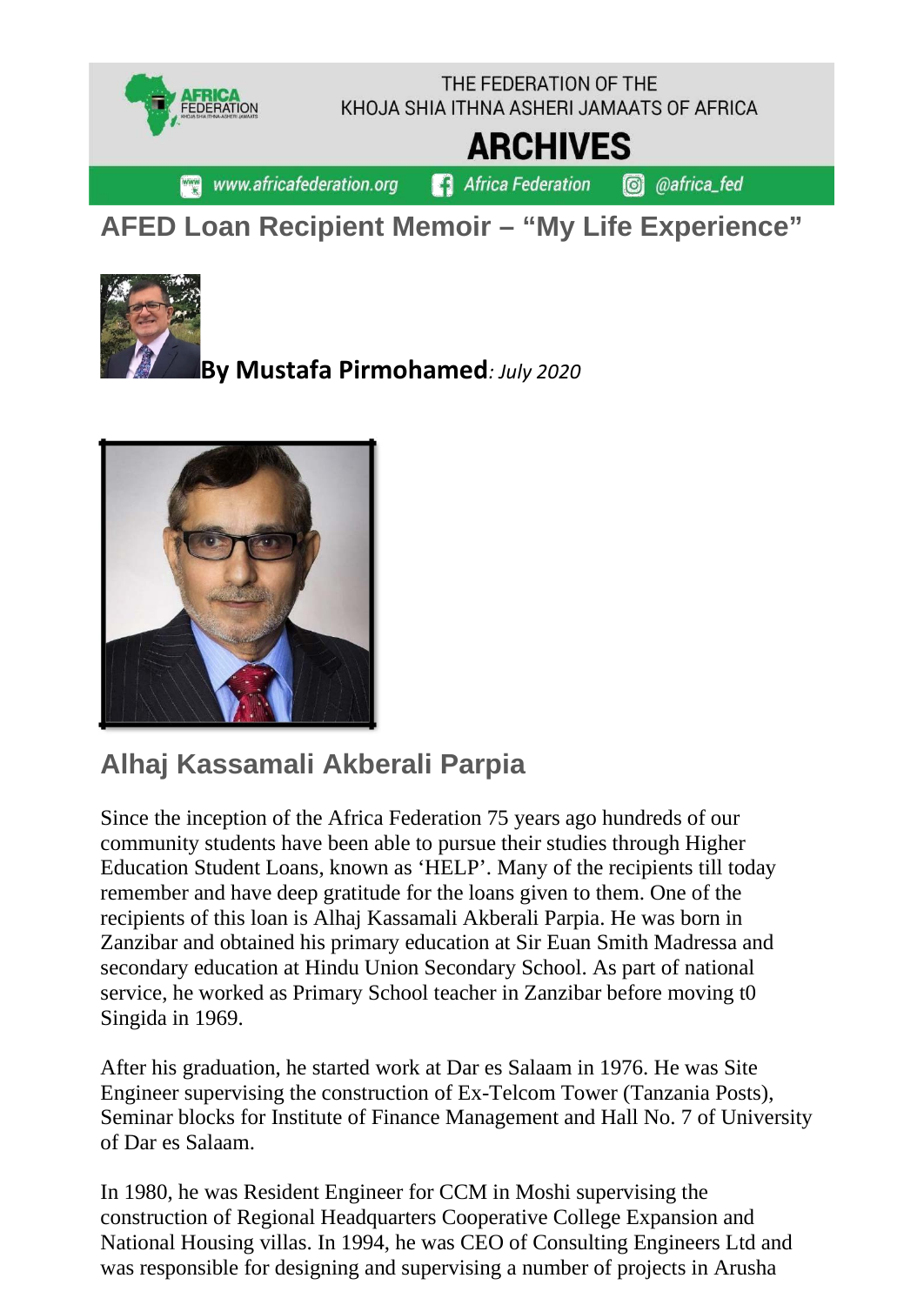THE FEDERATION OF THE KHOJA SHIA ITHNA ASHERI JAMAATS OF AFRICA

# ARCHIVES

www.africafederation.org | Africa Federation | @africa_fed

## AFED Loan Recipient Memoir – "My Life Experience"

**By Mustafa Pirmohamed***: July 2020*

## Alhaj Kassamali Akberali Parpia

Since the inception of the Africa Federation 75 years ago hundreds of our community students have been able to pursue their studies through Higher Education Student Loans, known as 'HELP'. Many of the recipients till today remember and have deep gratitude for the loans given to them. One of the recipients of this loan is Alhaj Kassamali Akberali Parpia. He was born in Zanzibar and obtained his primary education at Sir Euan Smith Madressa and secondary education at Hindu Union Secondary School. As part of national service, he worked as Primary School teacher in Zanzibar before moving t0 Singida in 1969.

After his graduation, he started work at Dar es Salaam in 1976. He was Site Engineer supervising the construction of Ex-Telcom Tower (Tanzania Posts), Seminar blocks for Institute of Finance Management and Hall No. 7 of University of Dar es Salaam.

In 1980, he was Resident Engineer for CCM in Moshi supervising the construction of Regional Headquarters Cooperative College Expansion and National Housing villas. In 1994, he was CEO of Consulting Engineers Ltd and was responsible for designing and supervising a number of projects in Arusha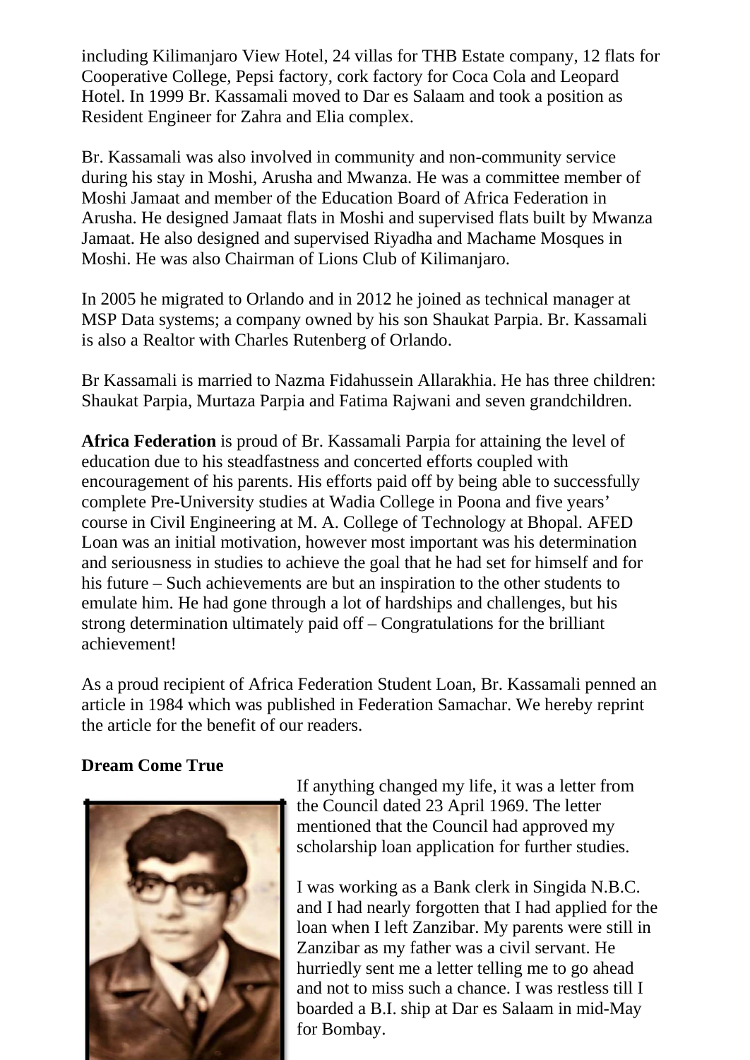including Kilimanjaro View Hotel, 24 villas for THB Estate company, 12 flats for Cooperative College, Pepsi factory, cork factory for Coca Cola and Leopard Hotel. In 1999 Br. Kassamali moved to Dar es Salaam and took a position as Resident Engineer for Zahra and Elia complex.

Br. Kassamali was also involved in community and non-community service during his stay in Moshi, Arusha and Mwanza. He was a committee member of Moshi Jamaat and member of the Education Board of Africa Federation in Arusha. He designed Jamaat flats in Moshi and supervised flats built by Mwanza Jamaat. He also designed and supervised Riyadha and Machame Mosques in Moshi. He was also Chairman of Lions Club of Kilimanjaro.

In 2005 he migrated to Orlando and in 2012 he joined as technical manager at MSP Data systems; a company owned by his son Shaukat Parpia. Br. Kassamali is also a Realtor with Charles Rutenberg of Orlando.

Br Kassamali is married to Nazma Fidahussein Allarakhia. He has three children: Shaukat Parpia, Murtaza Parpia and Fatima Rajwani and seven grandchildren.

**Africa Federation** is proud of Br. Kassamali Parpia for attaining the level of education due to his steadfastness and concerted efforts coupled with encouragement of his parents. His efforts paid off by being able to successfully complete Pre-University studies at Wadia College in Poona and five years' course in Civil Engineering at M. A. College of Technology at Bhopal. AFED Loan was an initial motivation, however most important was his determination and seriousness in studies to achieve the goal that he had set for himself and for his future – Such achievements are but an inspiration to the other students to emulate him. He had gone through a lot of hardships and challenges, but his strong determination ultimately paid off – Congratulations for the brilliant achievement!

As a proud recipient of Africa Federation Student Loan, Br. Kassamali penned an article in 1984 which was published in Federation Samachar. We hereby reprint the article for the benefit of our readers.

**Dream Come True**

If anything changed my life, it was a letter from the Council dated 23 April 1969. The letter mentioned that the Council had approved my scholarship loan application for further studies.

I was working as a Bank clerk in Singida N.B.C. and I had nearly forgotten that I had applied for the loan when I left Zanzibar. My parents were still in Zanzibar as my father was a civil servant. He hurriedly sent me a letter telling me to go ahead and not to miss such a chance. I was restless till I boarded a B.I. ship at Dar es Salaam in mid-May for Bombay.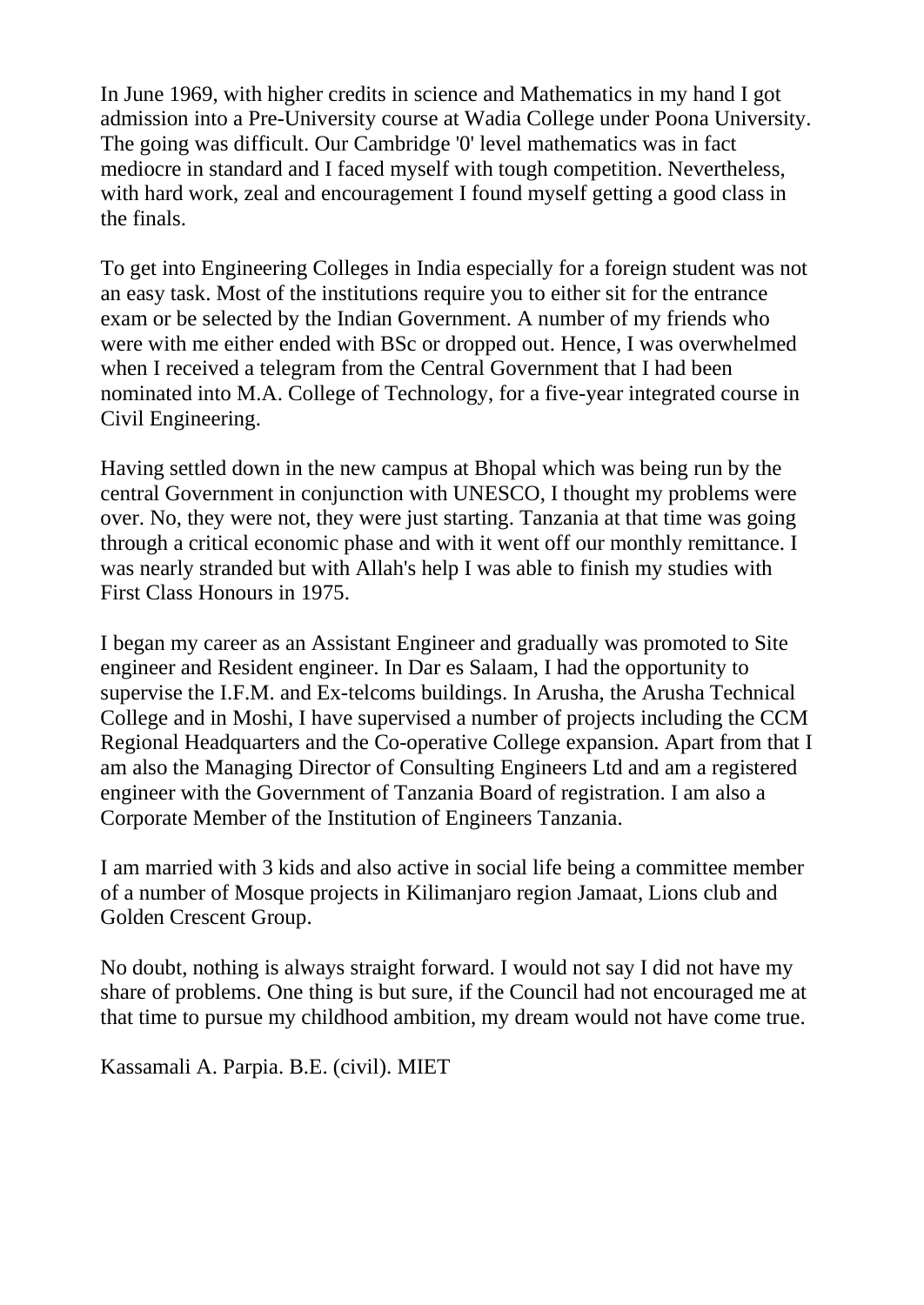In June 1969, with higher credits in science and Mathematics in my hand I got admission into a Pre-University course at Wadia College under Poona University. The going was difficult. Our Cambridge '0' level mathematics was in fact mediocre in standard and I faced myself with tough competition. Nevertheless, with hard work, zeal and encouragement I found myself getting a good class in the finals.

To get into Engineering Colleges in India especially for a foreign student was not an easy task. Most of the institutions require you to either sit for the entrance exam or be selected by the Indian Government. A number of my friends who were with me either ended with BSc or dropped out. Hence, I was overwhelmed when I received a telegram from the Central Government that I had been nominated into M.A. College of Technology, for a five-year integrated course in Civil Engineering.

Having settled down in the new campus at Bhopal which was being run by the central Government in conjunction with UNESCO, I thought my problems were over. No, they were not, they were just starting. Tanzania at that time was going through a critical economic phase and with it went off our monthly remittance. I was nearly stranded but with Allah's help I was able to finish my studies with First Class Honours in 1975.

I began my career as an Assistant Engineer and gradually was promoted to Site engineer and Resident engineer. In Dar es Salaam, I had the opportunity to supervise the I.F.M. and Ex-telcoms buildings. In Arusha, the Arusha Technical College and in Moshi, I have supervised a number of projects including the CCM Regional Headquarters and the Co-operative College expansion. Apart from that I am also the Managing Director of Consulting Engineers Ltd and am a registered engineer with the Government of Tanzania Board of registration. I am also a Corporate Member of the Institution of Engineers Tanzania.

I am married with 3 kids and also active in social life being a committee member of a number of Mosque projects in Kilimanjaro region Jamaat, Lions club and Golden Crescent Group.

No doubt, nothing is always straight forward. I would not say I did not have my share of problems. One thing is but sure, if the Council had not encouraged me at that time to pursue my childhood ambition, my dream would not have come true.

Kassamali A. Parpia. B.E. (civil). MIET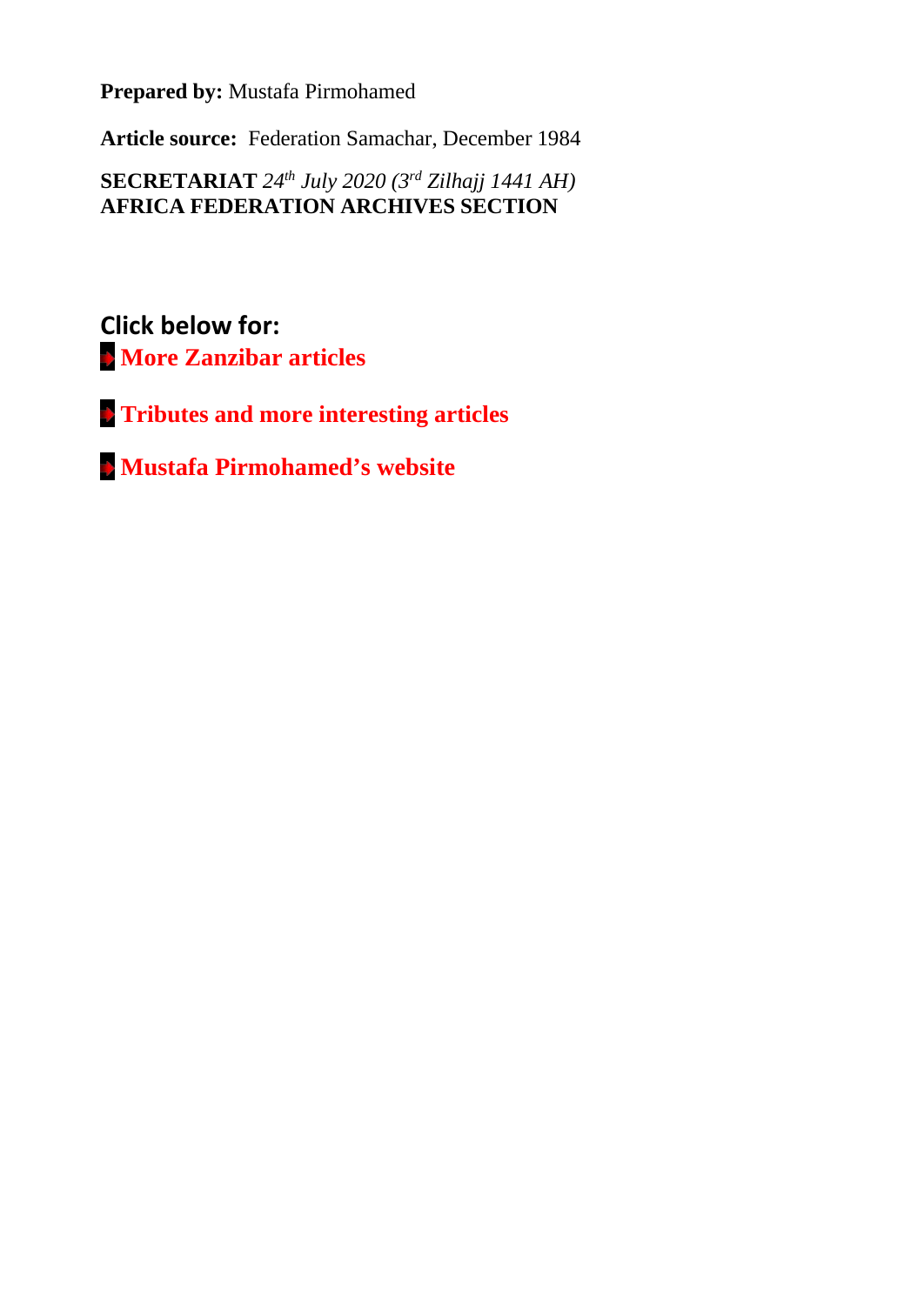**Prepared by:** Mustafa Pirmohamed

**Article source:** Federation Samachar, December 1984

**SECRETARIAT** *24th July 2020 (3rd Zilhajj 1441 AH)*
**AFRICA FEDERATION ARCHIVES SECTION**

**Click below for:**

- **More Zanzibar articles**
- **Tributes and more interesting articles**
- **Mustafa Pirmohamed's website**